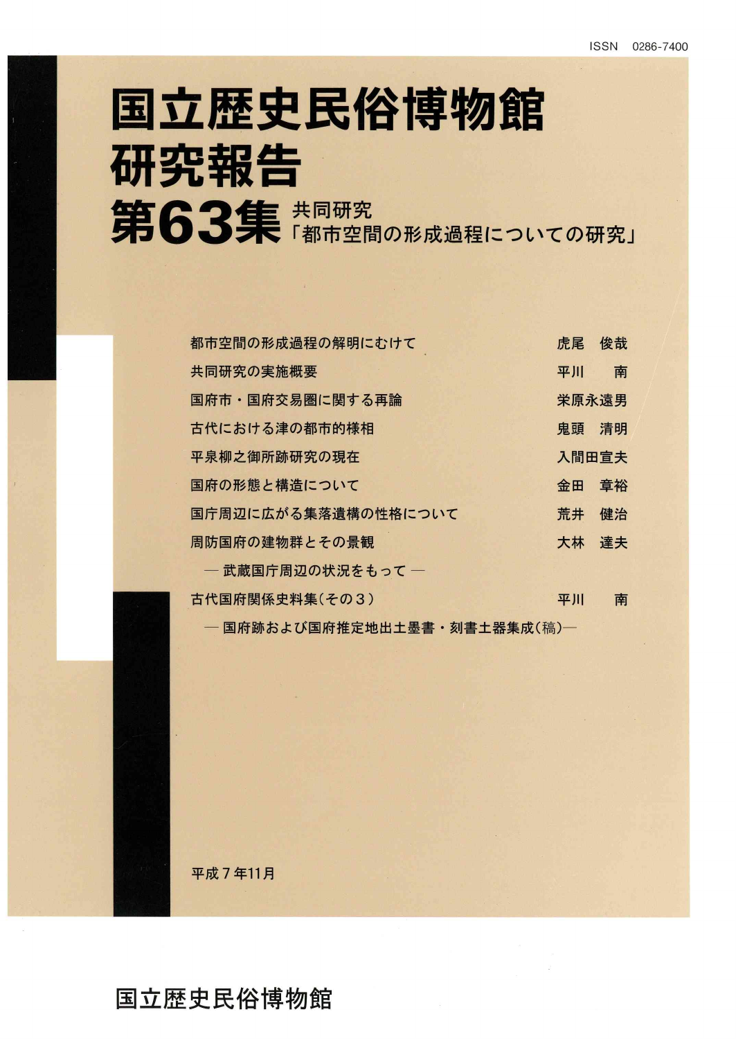ISSN 0286-7400

# 国立歴史民俗博物館研究報告

# 第63集 共同研究「都市空間の形成過程についての研究」

| | |
|---|---|
| 都市空間の形成過程の解明にむけて | 虎尾　俊哉 |
| 共同研究の実施概要 | 平川　　南 |
| 国府市・国府交易圏に関する再論 | 栄原永遠男 |
| 古代における津の都市的様相 | 鬼頭　清明 |
| 平泉柳之御所跡研究の現在 | 入間田宣夫 |
| 国府の形態と構造について | 金田　章裕 |
| 国庁周辺に広がる集落遺構の性格について<br>— 武蔵国庁周辺の状況をもって — | 荒井　健治 |
| 周防国府の建物群とその景観 | 大林　達夫 |
| 古代国府関係史料集(その3)<br>— 国府跡および国府推定地出土墨書・刻書土器集成(稿)— | 平川　　南 |

平成7年11月

国立歴史民俗博物館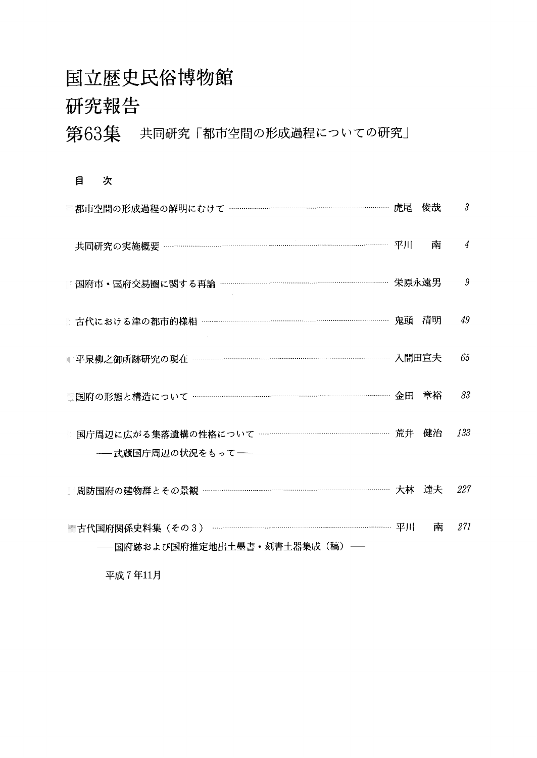# 国立歴史民俗博物館
# 研究報告
## 第63集　共同研究「都市空間の形成過程についての研究」

### 目　次

| | | |
|---|---|---|
| 都市空間の形成過程の解明にむけて | 虎尾　俊哉 | 3 |
| 共同研究の実施概要 | 平川　　南 | 4 |
| 国府市・国府交易圏に関する再論 | 栄原永遠男 | 9 |
| 古代における津の都市的様相 | 鬼頭　清明 | 49 |
| 平泉柳之御所跡研究の現在 | 入間田宣夫 | 65 |
| 国府の形態と構造について | 金田　章裕 | 83 |
| 国庁周辺に広がる集落遺構の性格について<br>──武蔵国庁周辺の状況をもって── | 荒井　健治 | 133 |
| 周防国府の建物群とその景観 | 大林　達夫 | 227 |
| 古代国府関係史料集（その3）<br>──国府跡および国府推定地出土墨書・刻書土器集成（稿）── | 平川　　南 | 271 |

平成7年11月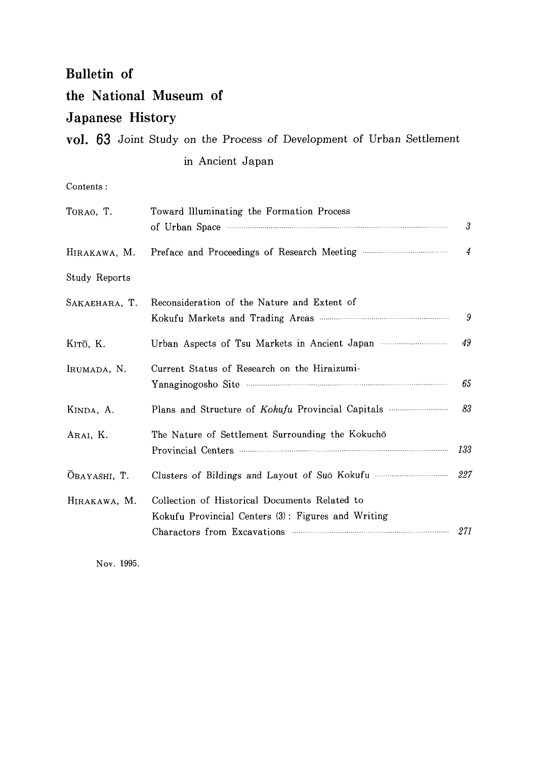# Bulletin of the National Museum of Japanese History

## vol. 63 Joint Study on the Process of Development of Urban Settlement in Ancient Japan

Contents :

| | | |
|---|---|---|
| TORAO, T. | Toward Illuminating the Formation Process of Urban Space | 3 |
| HIRAKAWA, M. | Preface and Proceedings of Research Meeting | 4 |
| Study Reports | | |
| SAKAEHARA, T. | Reconsideration of the Nature and Extent of Kokufu Markets and Trading Areas | 9 |
| KITŌ, K. | Urban Aspects of Tsu Markets in Ancient Japan | 49 |
| IRUMADA, N. | Current Status of Research on the Hiraizumi-Yanaginogosho Site | 65 |
| KINDA, A. | Plans and Structure of *Kokufu* Provincial Capitals | 83 |
| ARAI, K. | The Nature of Settlement Surrounding the Kokuchō Provincial Centers | 133 |
| ŌBAYASHI, T. | Clusters of Bildings and Layout of Suō Kokufu | 227 |
| HIRAKAWA, M. | Collection of Historical Documents Related to Kokufu Provincial Centers (3) : Figures and Writing Charactors from Excavations | 271 |

Nov. 1995.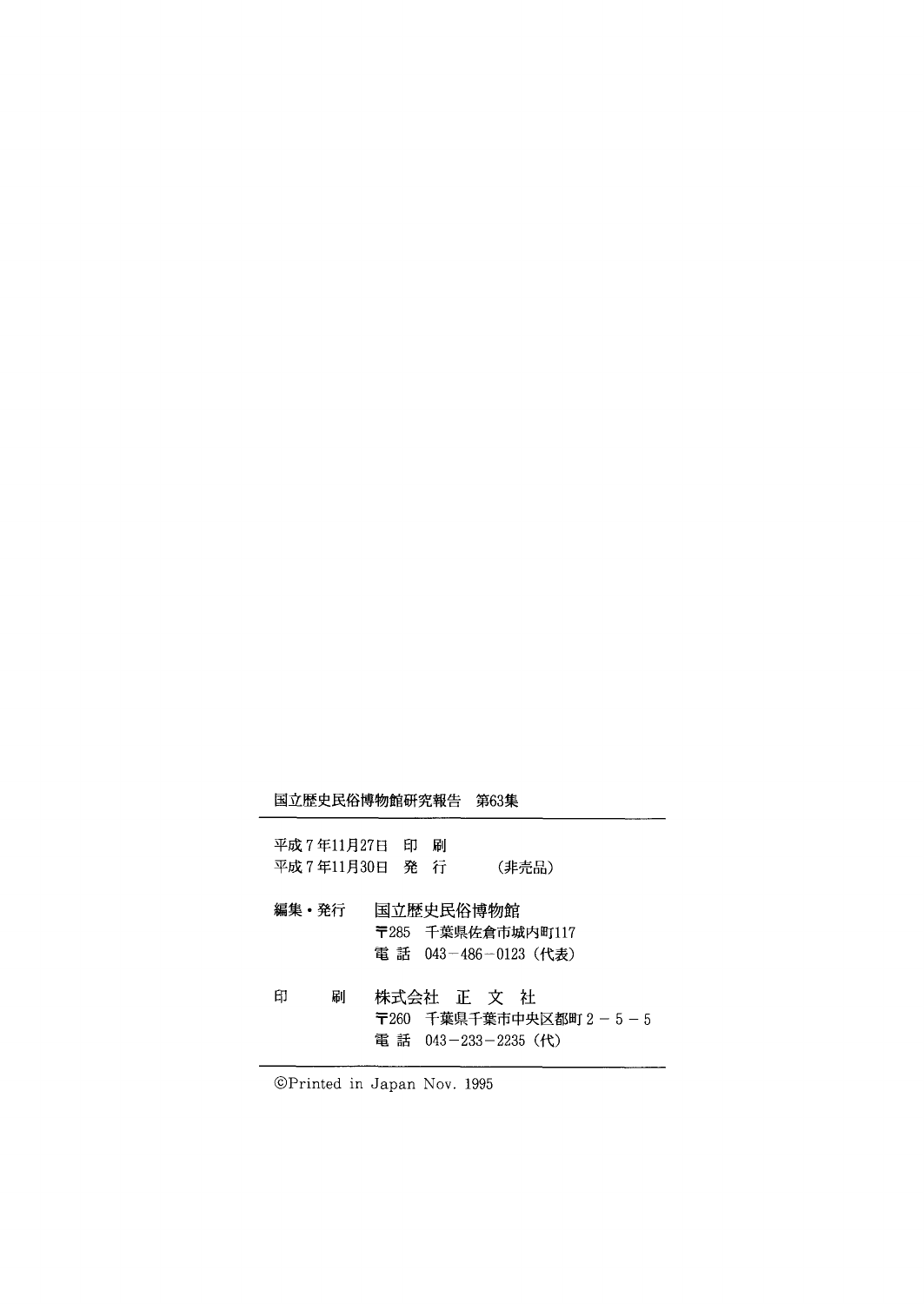国立歴史民俗博物館研究報告　第63集

---

平成７年11月27日　印　刷
平成７年11月30日　発　行　　　（非売品）

編集・発行　国立歴史民俗博物館
　　　　　　〒285　千葉県佐倉市城内町117
　　　　　　電 話　043－486－0123（代表）

印　　刷　株式会社　正　文　社
　　　　　　〒260　千葉県千葉市中央区都町２－５－５
　　　　　　電 話　043－233－2235（代）

---

©Printed in Japan Nov. 1995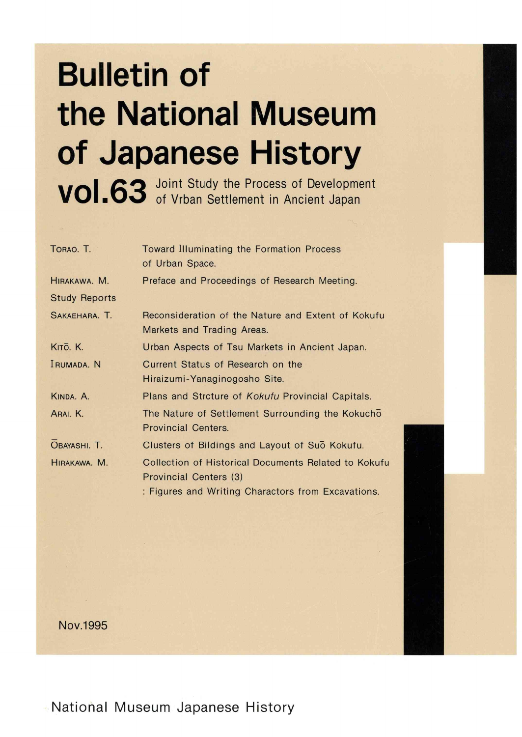# Bulletin of the National Museum of Japanese History

## vol.63 Joint Study the Process of Development of Vrban Settlement in Ancient Japan

| | |
|---|---|
| TORAO. T. | Toward Illuminating the Formation Process of Urban Space. |
| HIRAKAWA. M. | Preface and Proceedings of Research Meeting. |
| Study Reports | |
| SAKAEHARA. T. | Reconsideration of the Nature and Extent of Kokufu Markets and Trading Areas. |
| KITŌ. K. | Urban Aspects of Tsu Markets in Ancient Japan. |
| IRUMADA. N | Current Status of Research on the Hiraizumi-Yanaginogosho Site. |
| KINDA. A. | Plans and Strcture of *Kokufu* Provincial Capitals. |
| ARAI. K. | The Nature of Settlement Surrounding the Kokuchō Provincial Centers. |
| ŌBAYASHI. T. | Clusters of Bildings and Layout of Suō Kokufu. |
| HIRAKAWA. M. | Collection of Historical Documents Related to Kokufu Provincial Centers (3) : Figures and Writing Charactors from Excavations. |

Nov.1995

National Museum Japanese History